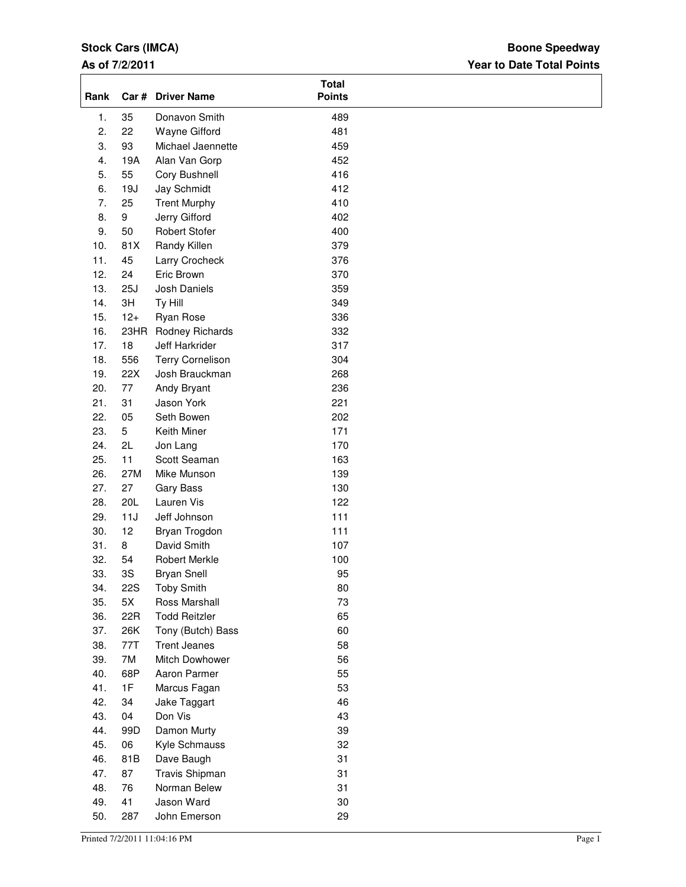**Stock Cars (IMCA)**

**As of 7/2/2011**

**Boone Speedway**

**Year to Date Total Points**

| Rank | Car # | Driver Name | Total Points |
|---|---|---|---|
| 1. | 35 | Donavon Smith | 489 |
| 2. | 22 | Wayne Gifford | 481 |
| 3. | 93 | Michael Jaennette | 459 |
| 4. | 19A | Alan Van Gorp | 452 |
| 5. | 55 | Cory Bushnell | 416 |
| 6. | 19J | Jay Schmidt | 412 |
| 7. | 25 | Trent Murphy | 410 |
| 8. | 9 | Jerry Gifford | 402 |
| 9. | 50 | Robert Stofer | 400 |
| 10. | 81X | Randy Killen | 379 |
| 11. | 45 | Larry Crocheck | 376 |
| 12. | 24 | Eric Brown | 370 |
| 13. | 25J | Josh Daniels | 359 |
| 14. | 3H | Ty Hill | 349 |
| 15. | 12+ | Ryan Rose | 336 |
| 16. | 23HR | Rodney Richards | 332 |
| 17. | 18 | Jeff Harkrider | 317 |
| 18. | 556 | Terry Cornelison | 304 |
| 19. | 22X | Josh Brauckman | 268 |
| 20. | 77 | Andy Bryant | 236 |
| 21. | 31 | Jason York | 221 |
| 22. | 05 | Seth Bowen | 202 |
| 23. | 5 | Keith Miner | 171 |
| 24. | 2L | Jon Lang | 170 |
| 25. | 11 | Scott Seaman | 163 |
| 26. | 27M | Mike Munson | 139 |
| 27. | 27 | Gary Bass | 130 |
| 28. | 20L | Lauren Vis | 122 |
| 29. | 11J | Jeff Johnson | 111 |
| 30. | 12 | Bryan Trogdon | 111 |
| 31. | 8 | David Smith | 107 |
| 32. | 54 | Robert Merkle | 100 |
| 33. | 3S | Bryan Snell | 95 |
| 34. | 22S | Toby Smith | 80 |
| 35. | 5X | Ross Marshall | 73 |
| 36. | 22R | Todd Reitzler | 65 |
| 37. | 26K | Tony (Butch) Bass | 60 |
| 38. | 77T | Trent Jeanes | 58 |
| 39. | 7M | Mitch Dowhower | 56 |
| 40. | 68P | Aaron Parmer | 55 |
| 41. | 1F | Marcus Fagan | 53 |
| 42. | 34 | Jake Taggart | 46 |
| 43. | 04 | Don Vis | 43 |
| 44. | 99D | Damon Murty | 39 |
| 45. | 06 | Kyle Schmauss | 32 |
| 46. | 81B | Dave Baugh | 31 |
| 47. | 87 | Travis Shipman | 31 |
| 48. | 76 | Norman Belew | 31 |
| 49. | 41 | Jason Ward | 30 |
| 50. | 287 | John Emerson | 29 |

Printed 7/2/2011 11:04:16 PM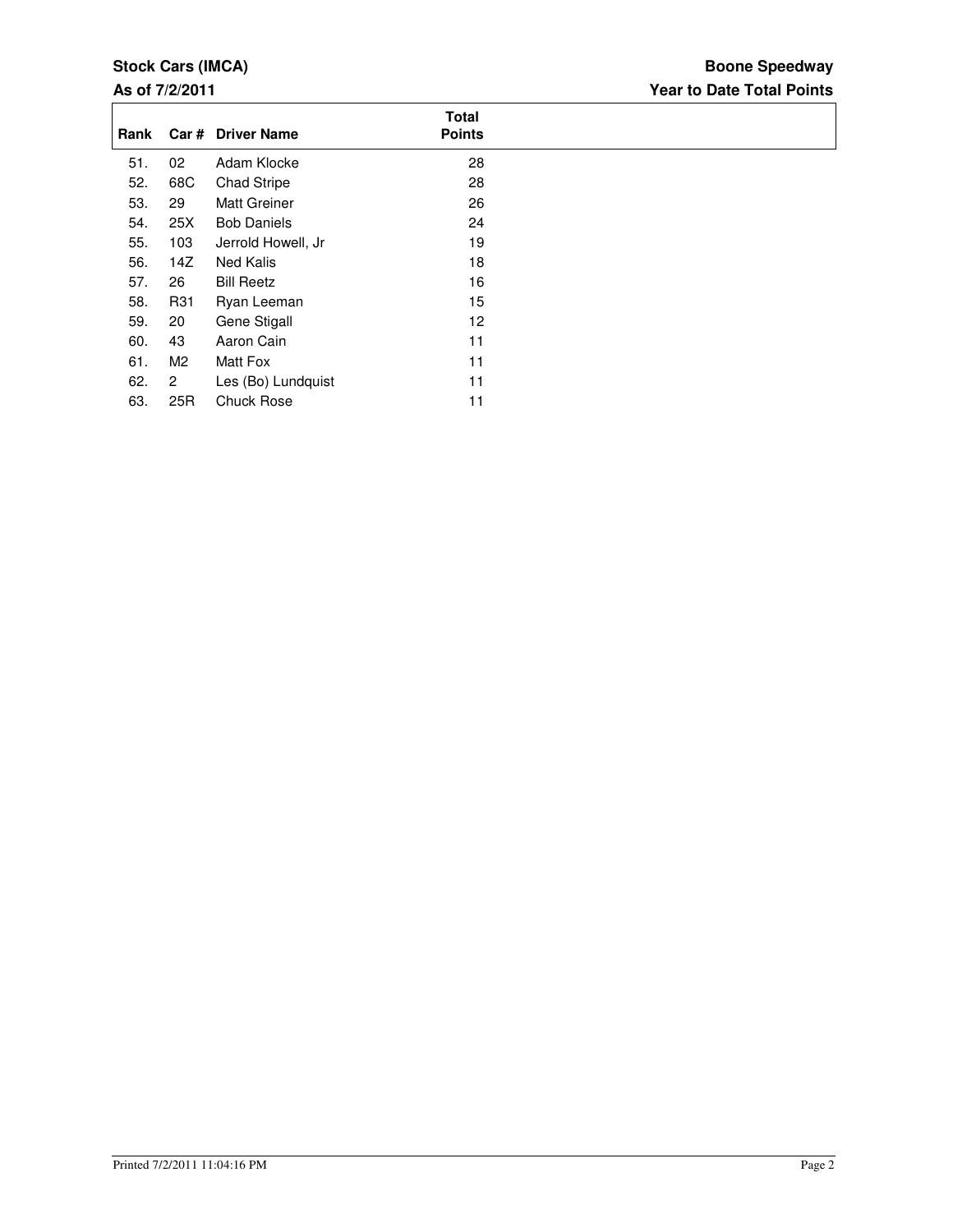**Stock Cars (IMCA)**

**As of 7/2/2011**

**Boone Speedway**

**Year to Date Total Points**

| Rank | Car # | Driver Name | Total Points |
|---|---|---|---|
| 51. | 02 | Adam Klocke | 28 |
| 52. | 68C | Chad Stripe | 28 |
| 53. | 29 | Matt Greiner | 26 |
| 54. | 25X | Bob Daniels | 24 |
| 55. | 103 | Jerrold Howell, Jr | 19 |
| 56. | 14Z | Ned Kalis | 18 |
| 57. | 26 | Bill Reetz | 16 |
| 58. | R31 | Ryan Leeman | 15 |
| 59. | 20 | Gene Stigall | 12 |
| 60. | 43 | Aaron Cain | 11 |
| 61. | M2 | Matt Fox | 11 |
| 62. | 2 | Les (Bo) Lundquist | 11 |
| 63. | 25R | Chuck Rose | 11 |

Printed 7/2/2011 11:04:16 PM